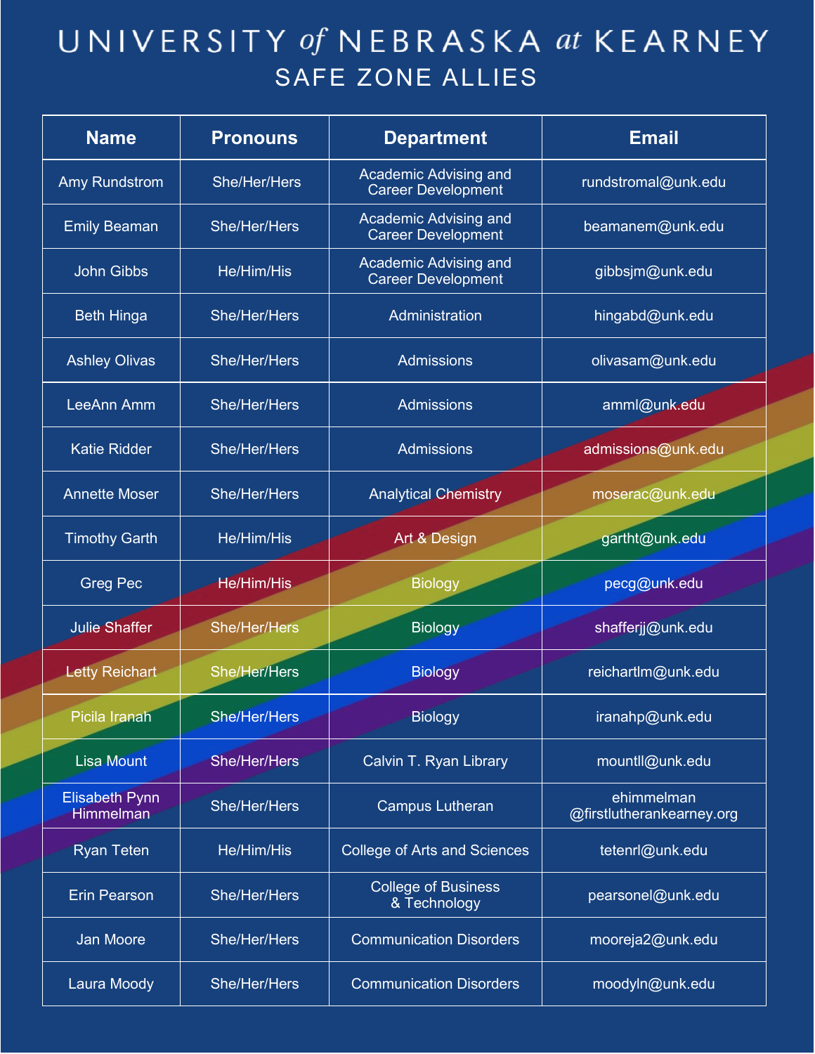# UNIVERSITY *of* NEBRASKA *at* KEARNEY

## SAFE ZONE ALLIES

| Name | Pronouns | Department | Email |
|---|---|---|---|
| Amy Rundstrom | She/Her/Hers | Academic Advising and Career Development | rundstromal@unk.edu |
| Emily Beaman | She/Her/Hers | Academic Advising and Career Development | beamanem@unk.edu |
| John Gibbs | He/Him/His | Academic Advising and Career Development | gibbsjm@unk.edu |
| Beth Hinga | She/Her/Hers | Administration | hingabd@unk.edu |
| Ashley Olivas | She/Her/Hers | Admissions | olivasam@unk.edu |
| LeeAnn Amm | She/Her/Hers | Admissions | amml@unk.edu |
| Katie Ridder | She/Her/Hers | Admissions | admissions@unk.edu |
| Annette Moser | She/Her/Hers | Analytical Chemistry | moserac@unk.edu |
| Timothy Garth | He/Him/His | Art & Design | gartht@unk.edu |
| Greg Pec | He/Him/His | Biology | pecg@unk.edu |
| Julie Shaffer | She/Her/Hers | Biology | shafferjj@unk.edu |
| Letty Reichart | She/Her/Hers | Biology | reichartlm@unk.edu |
| Picila Iranah | She/Her/Hers | Biology | iranahp@unk.edu |
| Lisa Mount | She/Her/Hers | Calvin T. Ryan Library | mountll@unk.edu |
| Elisabeth Pynn Himmelman | She/Her/Hers | Campus Lutheran | ehimmelman @firstlutherankearney.org |
| Ryan Teten | He/Him/His | College of Arts and Sciences | tetenrl@unk.edu |
| Erin Pearson | She/Her/Hers | College of Business & Technology | pearsonel@unk.edu |
| Jan Moore | She/Her/Hers | Communication Disorders | mooreja2@unk.edu |
| Laura Moody | She/Her/Hers | Communication Disorders | moodyln@unk.edu |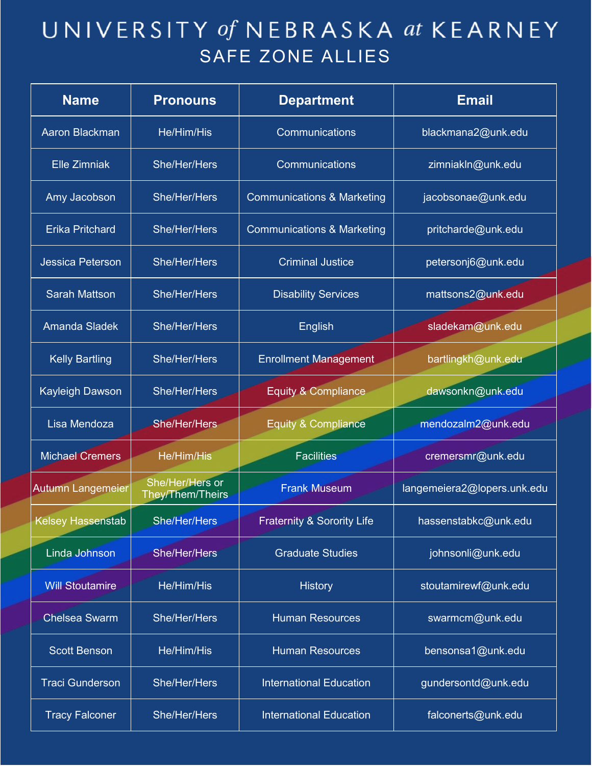# UNIVERSITY of NEBRASKA at KEARNEY

## SAFE ZONE ALLIES

| Name | Pronouns | Department | Email |
|---|---|---|---|
| Aaron Blackman | He/Him/His | Communications | blackmana2@unk.edu |
| Elle Zimniak | She/Her/Hers | Communications | zimniakln@unk.edu |
| Amy Jacobson | She/Her/Hers | Communications & Marketing | jacobsonae@unk.edu |
| Erika Pritchard | She/Her/Hers | Communications & Marketing | pritcharde@unk.edu |
| Jessica Peterson | She/Her/Hers | Criminal Justice | petersonj6@unk.edu |
| Sarah Mattson | She/Her/Hers | Disability Services | mattsons2@unk.edu |
| Amanda Sladek | She/Her/Hers | English | sladekam@unk.edu |
| Kelly Bartling | She/Her/Hers | Enrollment Management | bartlingkh@unk.edu |
| Kayleigh Dawson | She/Her/Hers | Equity & Compliance | dawsonkn@unk.edu |
| Lisa Mendoza | She/Her/Hers | Equity & Compliance | mendozalm2@unk.edu |
| Michael Cremers | He/Him/His | Facilities | cremersmr@unk.edu |
| Autumn Langemeier | She/Her/Hers or They/Them/Theirs | Frank Museum | langemeiera2@lopers.unk.edu |
| Kelsey Hassenstab | She/Her/Hers | Fraternity & Sorority Life | hassenstabkc@unk.edu |
| Linda Johnson | She/Her/Hers | Graduate Studies | johnsonli@unk.edu |
| Will Stoutamire | He/Him/His | History | stoutamirewf@unk.edu |
| Chelsea Swarm | She/Her/Hers | Human Resources | swarmcm@unk.edu |
| Scott Benson | He/Him/His | Human Resources | bensonsa1@unk.edu |
| Traci Gunderson | She/Her/Hers | International Education | gundersontd@unk.edu |
| Tracy Falconer | She/Her/Hers | International Education | falconerts@unk.edu |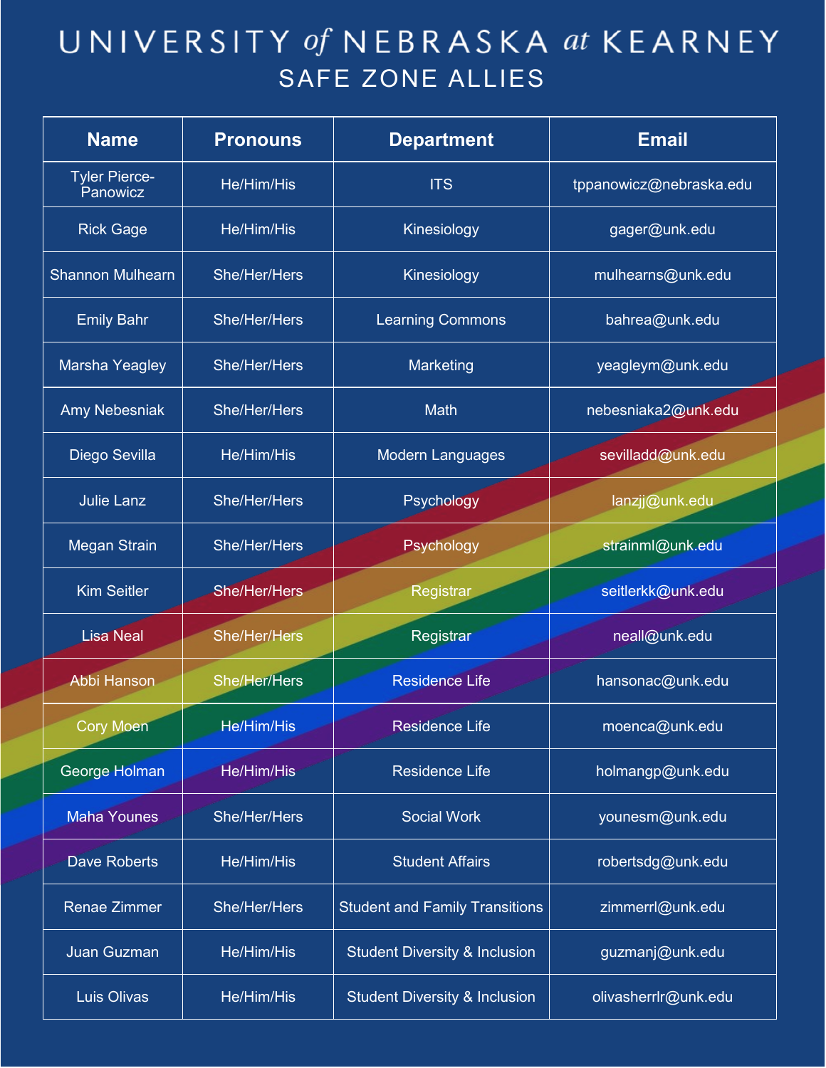# UNIVERSITY of NEBRASKA at KEARNEY

## SAFE ZONE ALLIES

| Name | Pronouns | Department | Email |
|---|---|---|---|
| Tyler Pierce-Panowicz | He/Him/His | ITS | tppanowicz@nebraska.edu |
| Rick Gage | He/Him/His | Kinesiology | gager@unk.edu |
| Shannon Mulhearn | She/Her/Hers | Kinesiology | mulhearns@unk.edu |
| Emily Bahr | She/Her/Hers | Learning Commons | bahrea@unk.edu |
| Marsha Yeagley | She/Her/Hers | Marketing | yeagleym@unk.edu |
| Amy Nebesniak | She/Her/Hers | Math | nebesniaka2@unk.edu |
| Diego Sevilla | He/Him/His | Modern Languages | sevilladd@unk.edu |
| Julie Lanz | She/Her/Hers | Psychology | lanzjj@unk.edu |
| Megan Strain | She/Her/Hers | Psychology | strainml@unk.edu |
| Kim Seitler | She/Her/Hers | Registrar | seitlerkk@unk.edu |
| Lisa Neal | She/Her/Hers | Registrar | neall@unk.edu |
| Abbi Hanson | She/Her/Hers | Residence Life | hansonac@unk.edu |
| Cory Moen | He/Him/His | Residence Life | moenca@unk.edu |
| George Holman | He/Him/His | Residence Life | holmangp@unk.edu |
| Maha Younes | She/Her/Hers | Social Work | younesm@unk.edu |
| Dave Roberts | He/Him/His | Student Affairs | robertsdg@unk.edu |
| Renae Zimmer | She/Her/Hers | Student and Family Transitions | zimmerrl@unk.edu |
| Juan Guzman | He/Him/His | Student Diversity & Inclusion | guzmanj@unk.edu |
| Luis Olivas | He/Him/His | Student Diversity & Inclusion | olivasherrlr@unk.edu |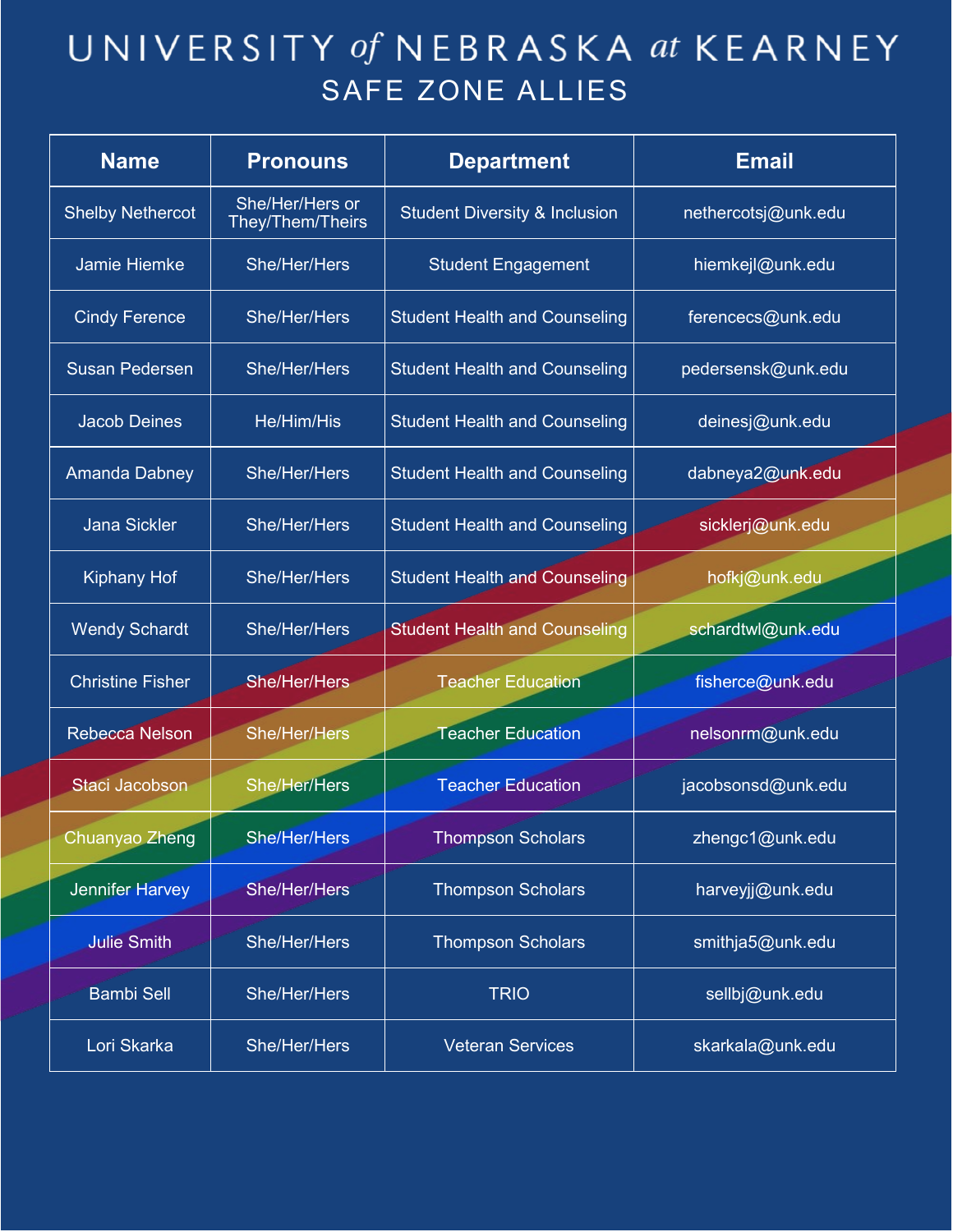# UNIVERSITY *of* NEBRASKA *at* KEARNEY

## SAFE ZONE ALLIES

| Name | Pronouns | Department | Email |
|---|---|---|---|
| Shelby Nethercot | She/Her/Hers or They/Them/Theirs | Student Diversity & Inclusion | nethercotsj@unk.edu |
| Jamie Hiemke | She/Her/Hers | Student Engagement | hiemkejl@unk.edu |
| Cindy Ference | She/Her/Hers | Student Health and Counseling | ferencecs@unk.edu |
| Susan Pedersen | She/Her/Hers | Student Health and Counseling | pedersensk@unk.edu |
| Jacob Deines | He/Him/His | Student Health and Counseling | deinesj@unk.edu |
| Amanda Dabney | She/Her/Hers | Student Health and Counseling | dabneya2@unk.edu |
| Jana Sickler | She/Her/Hers | Student Health and Counseling | sicklerj@unk.edu |
| Kiphany Hof | She/Her/Hers | Student Health and Counseling | hofkj@unk.edu |
| Wendy Schardt | She/Her/Hers | Student Health and Counseling | schardtwl@unk.edu |
| Christine Fisher | She/Her/Hers | Teacher Education | fisherce@unk.edu |
| Rebecca Nelson | She/Her/Hers | Teacher Education | nelsonrm@unk.edu |
| Staci Jacobson | She/Her/Hers | Teacher Education | jacobsonsd@unk.edu |
| Chuanyao Zheng | She/Her/Hers | Thompson Scholars | zhengc1@unk.edu |
| Jennifer Harvey | She/Her/Hers | Thompson Scholars | harveyjj@unk.edu |
| Julie Smith | She/Her/Hers | Thompson Scholars | smithja5@unk.edu |
| Bambi Sell | She/Her/Hers | TRIO | sellbj@unk.edu |
| Lori Skarka | She/Her/Hers | Veteran Services | skarkala@unk.edu |